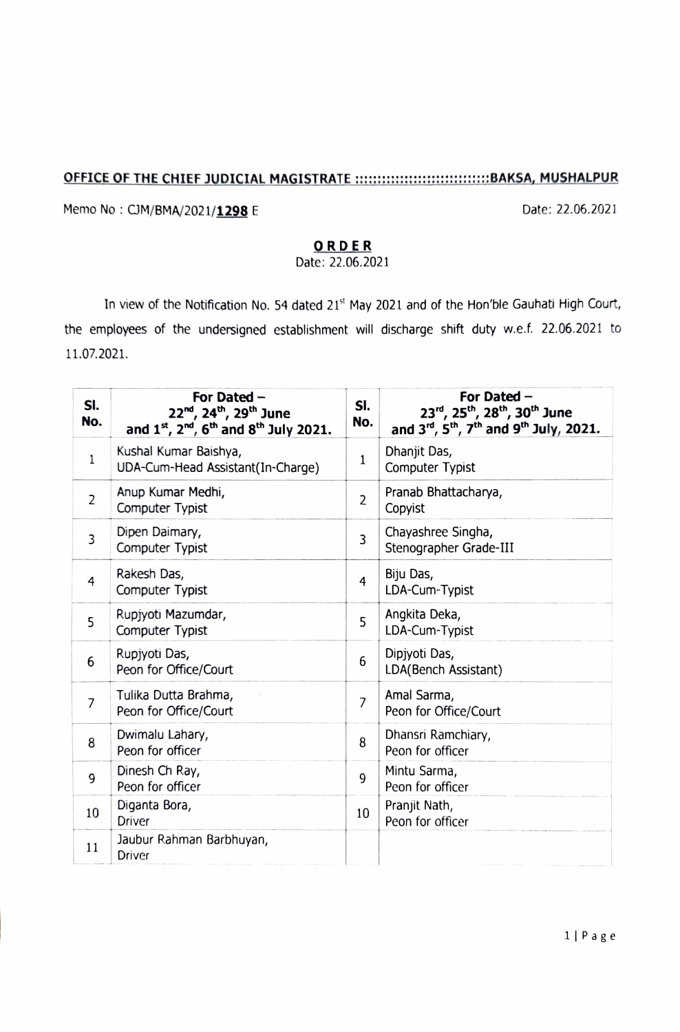**OFFICE OF THE CHIEF JUDICIAL MAGISTRATE ::::::::::::::::::::::::::::BAKSA, MUSHALPUR**

Memo No : CJM/BMA/2021/**1298** E

Date: 22.06.2021

## ORDER

Date: 22.06.2021

In view of the Notification No. 54 dated 21st May 2021 and of the Hon'ble Gauhati High Court, the employees of the undersigned establishment will discharge shift duty w.e.f. 22.06.2021 to 11.07.2021.

| Sl. No. | For Dated – 22nd, 24th, 29th June and 1st, 2nd, 6th and 8th July 2021. | Sl. No. | For Dated – 23rd, 25th, 28th, 30th June and 3rd, 5th, 7th and 9th July, 2021. |
|---|---|---|---|
| 1 | Kushal Kumar Baishya, UDA-Cum-Head Assistant(In-Charge) | 1 | Dhanjit Das, Computer Typist |
| 2 | Anup Kumar Medhi, Computer Typist | 2 | Pranab Bhattacharya, Copyist |
| 3 | Dipen Daimary, Computer Typist | 3 | Chayashree Singha, Stenographer Grade-III |
| 4 | Rakesh Das, Computer Typist | 4 | Biju Das, LDA-Cum-Typist |
| 5 | Rupjyoti Mazumdar, Computer Typist | 5 | Angkita Deka, LDA-Cum-Typist |
| 6 | Rupjyoti Das, Peon for Office/Court | 6 | Dipjyoti Das, LDA(Bench Assistant) |
| 7 | Tulika Dutta Brahma, Peon for Office/Court | 7 | Amal Sarma, Peon for Office/Court |
| 8 | Dwimalu Lahary, Peon for officer | 8 | Dhansri Ramchiary, Peon for officer |
| 9 | Dinesh Ch Ray, Peon for officer | 9 | Mintu Sarma, Peon for officer |
| 10 | Diganta Bora, Driver | 10 | Pranjit Nath, Peon for officer |
| 11 | Jaubur Rahman Barbhuyan, Driver | | |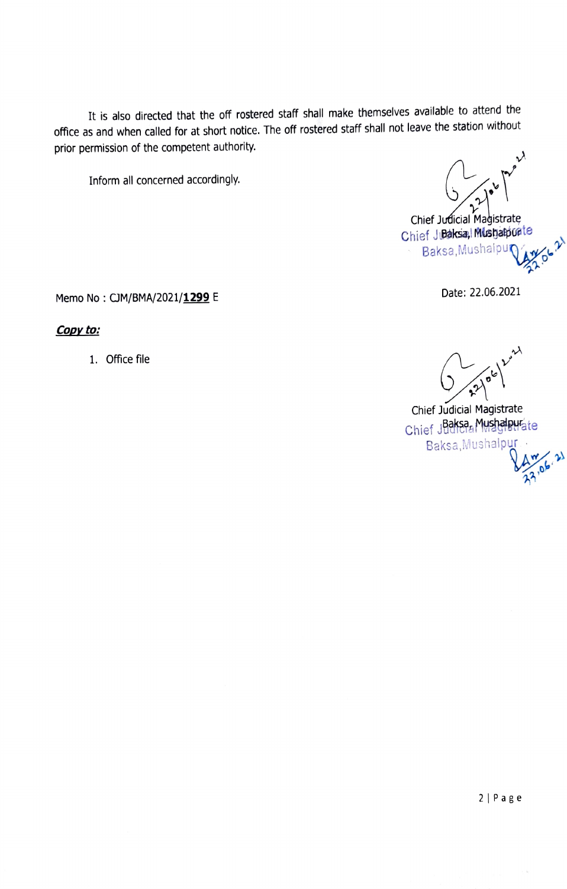It is also directed that the off rostered staff shall make themselves available to attend the office as and when called for at short notice. The off rostered staff shall not leave the station without prior permission of the competent authority.

Inform all concerned accordingly.

Chief Judicial Magistrate  
Baksa, Mushalpur

Chief Judicial Magistrate  
Baksa,Mushalpur

Memo No : CJM/BMA/2021/**1299** E

Date: 22.06.2021

***Copy to:***

1. Office file

Chief Judicial Magistrate  
Baksa, Mushalpur

Chief Judicial Magistrate  
Baksa,Mushalpur